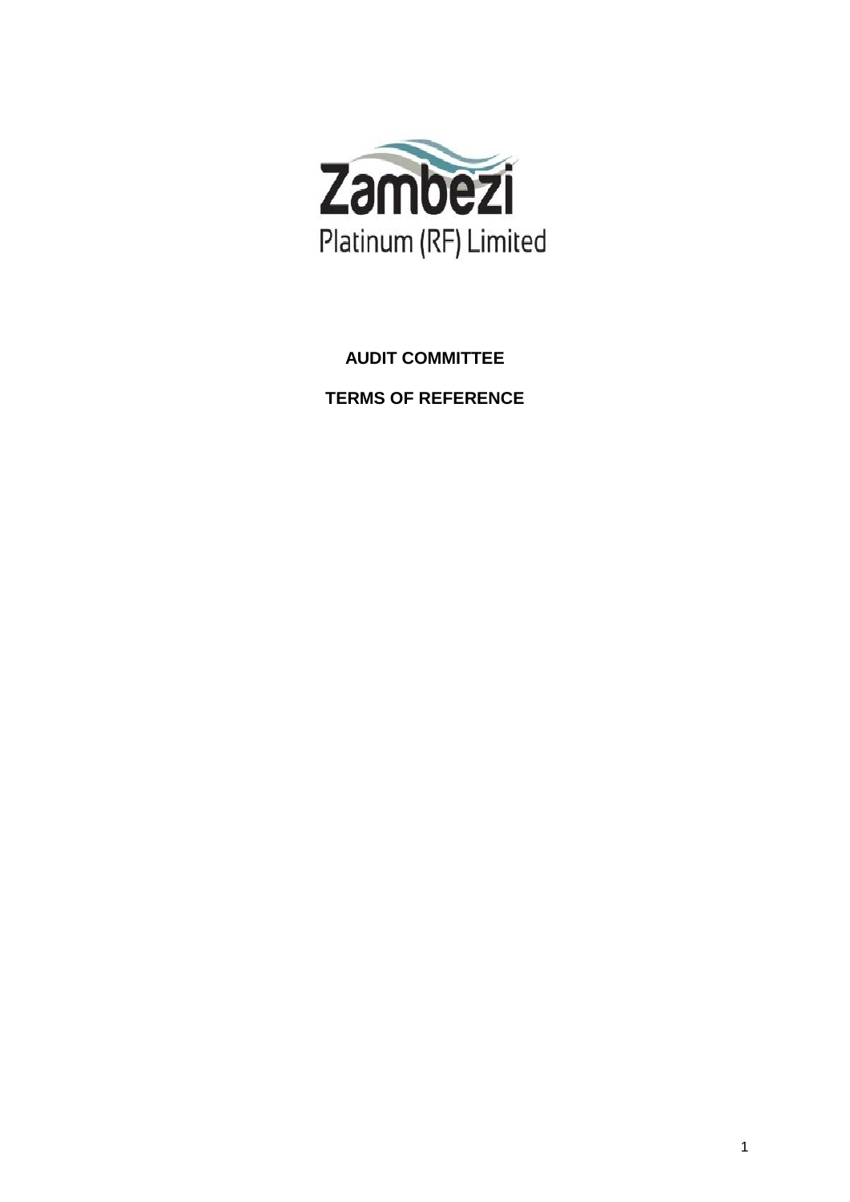Zambezi

Platinum (RF) Limited

**AUDIT COMMITTEE**

**TERMS OF REFERENCE**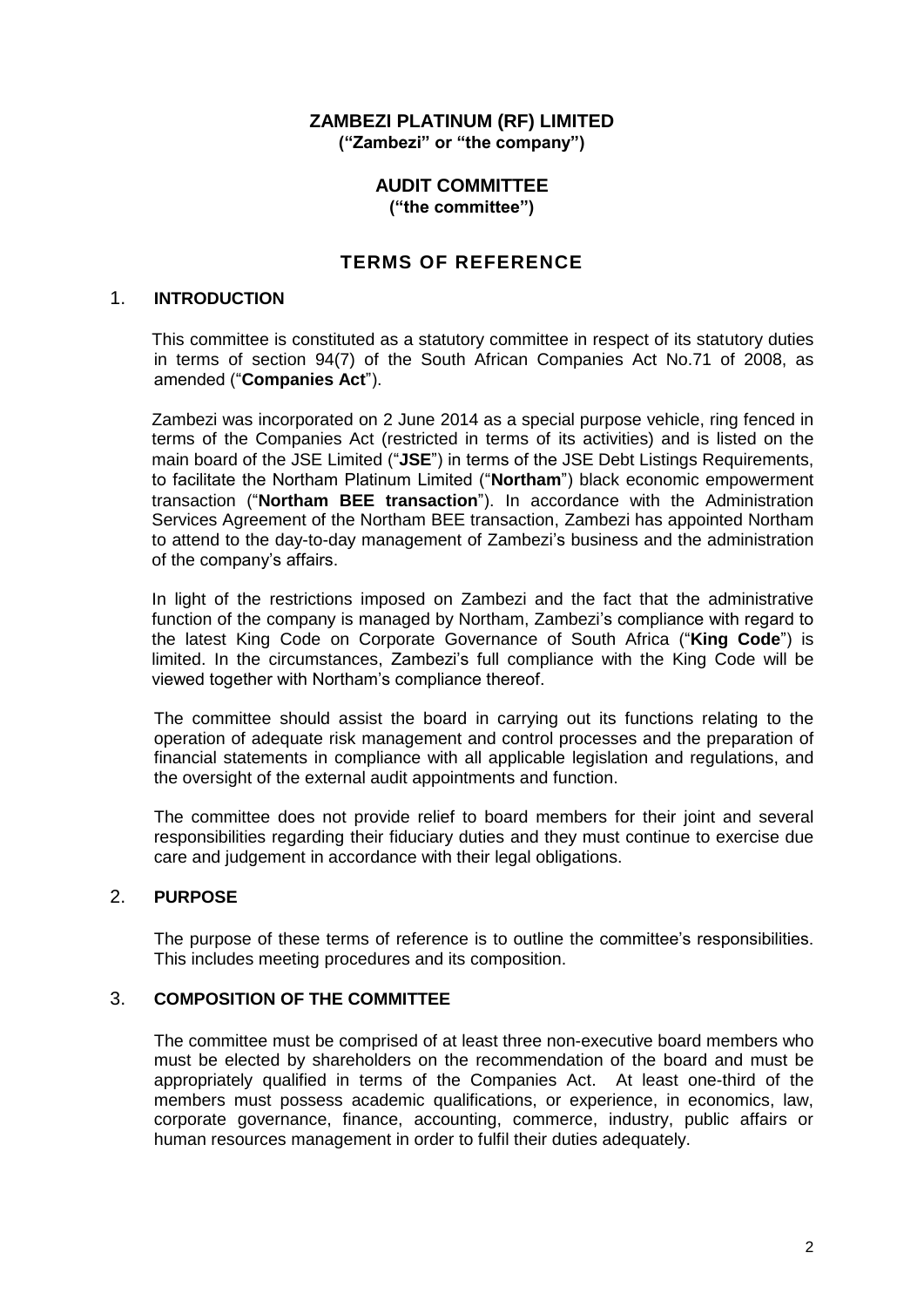# ZAMBEZI PLATINUM (RF) LIMITED

**("Zambezi" or "the company")**

## AUDIT COMMITTEE

**("the committee")**

## TERMS OF REFERENCE

### 1. INTRODUCTION

This committee is constituted as a statutory committee in respect of its statutory duties in terms of section 94(7) of the South African Companies Act No.71 of 2008, as amended ("**Companies Act**").

Zambezi was incorporated on 2 June 2014 as a special purpose vehicle, ring fenced in terms of the Companies Act (restricted in terms of its activities) and is listed on the main board of the JSE Limited ("**JSE**") in terms of the JSE Debt Listings Requirements, to facilitate the Northam Platinum Limited ("**Northam**") black economic empowerment transaction ("**Northam BEE transaction**"). In accordance with the Administration Services Agreement of the Northam BEE transaction, Zambezi has appointed Northam to attend to the day-to-day management of Zambezi's business and the administration of the company's affairs.

In light of the restrictions imposed on Zambezi and the fact that the administrative function of the company is managed by Northam, Zambezi's compliance with regard to the latest King Code on Corporate Governance of South Africa ("**King Code**") is limited. In the circumstances, Zambezi's full compliance with the King Code will be viewed together with Northam's compliance thereof.

The committee should assist the board in carrying out its functions relating to the operation of adequate risk management and control processes and the preparation of financial statements in compliance with all applicable legislation and regulations, and the oversight of the external audit appointments and function.

The committee does not provide relief to board members for their joint and several responsibilities regarding their fiduciary duties and they must continue to exercise due care and judgement in accordance with their legal obligations.

### 2. PURPOSE

The purpose of these terms of reference is to outline the committee's responsibilities. This includes meeting procedures and its composition.

### 3. COMPOSITION OF THE COMMITTEE

The committee must be comprised of at least three non-executive board members who must be elected by shareholders on the recommendation of the board and must be appropriately qualified in terms of the Companies Act. At least one-third of the members must possess academic qualifications, or experience, in economics, law, corporate governance, finance, accounting, commerce, industry, public affairs or human resources management in order to fulfil their duties adequately.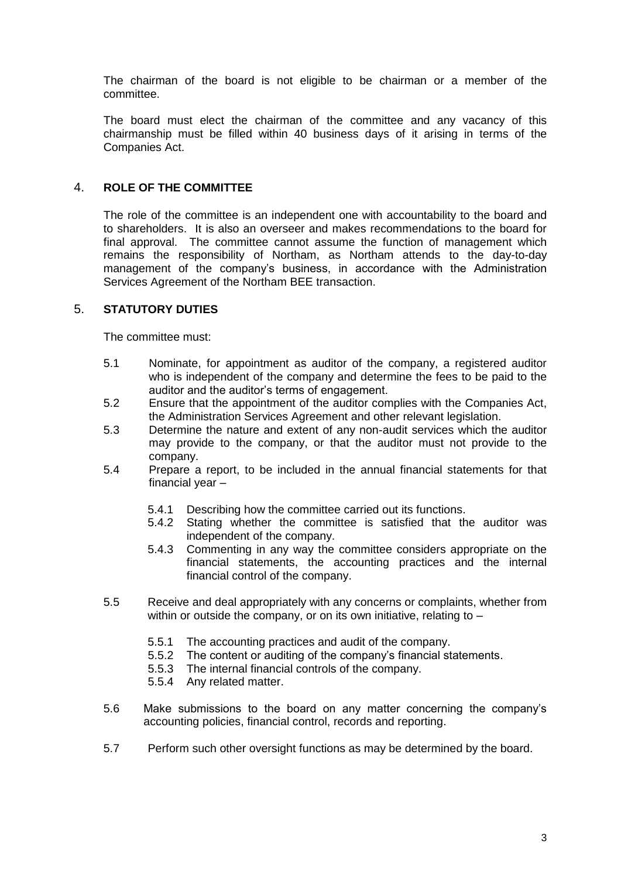The chairman of the board is not eligible to be chairman or a member of the committee.

The board must elect the chairman of the committee and any vacancy of this chairmanship must be filled within 40 business days of it arising in terms of the Companies Act.

## 4. ROLE OF THE COMMITTEE

The role of the committee is an independent one with accountability to the board and to shareholders. It is also an overseer and makes recommendations to the board for final approval. The committee cannot assume the function of management which remains the responsibility of Northam, as Northam attends to the day-to-day management of the company's business, in accordance with the Administration Services Agreement of the Northam BEE transaction.

## 5. STATUTORY DUTIES

The committee must:

5.1 Nominate, for appointment as auditor of the company, a registered auditor who is independent of the company and determine the fees to be paid to the auditor and the auditor's terms of engagement.

5.2 Ensure that the appointment of the auditor complies with the Companies Act, the Administration Services Agreement and other relevant legislation.

5.3 Determine the nature and extent of any non-audit services which the auditor may provide to the company, or that the auditor must not provide to the company.

5.4 Prepare a report, to be included in the annual financial statements for that financial year –

- 5.4.1 Describing how the committee carried out its functions.
- 5.4.2 Stating whether the committee is satisfied that the auditor was independent of the company.
- 5.4.3 Commenting in any way the committee considers appropriate on the financial statements, the accounting practices and the internal financial control of the company.

5.5 Receive and deal appropriately with any concerns or complaints, whether from within or outside the company, or on its own initiative, relating to –

- 5.5.1 The accounting practices and audit of the company.
- 5.5.2 The content or auditing of the company's financial statements.
- 5.5.3 The internal financial controls of the company.
- 5.5.4 Any related matter.

5.6 Make submissions to the board on any matter concerning the company's accounting policies, financial control, records and reporting.

5.7 Perform such other oversight functions as may be determined by the board.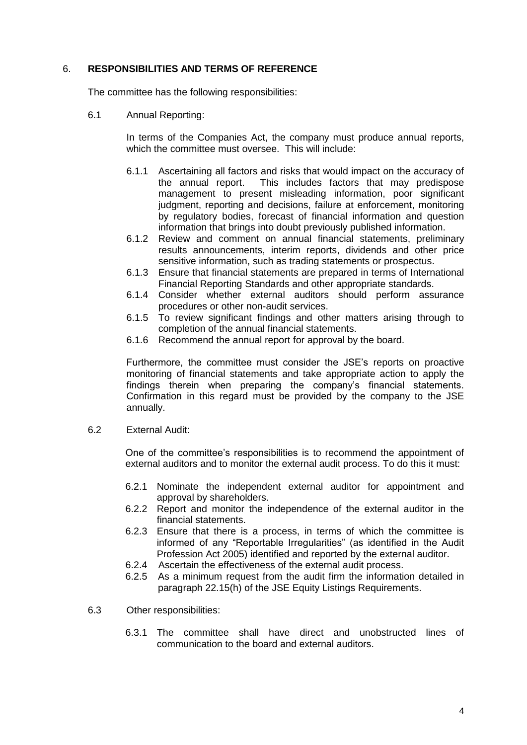## 6. **RESPONSIBILITIES AND TERMS OF REFERENCE**

The committee has the following responsibilities:

6.1 Annual Reporting:

In terms of the Companies Act, the company must produce annual reports, which the committee must oversee. This will include:

- 6.1.1 Ascertaining all factors and risks that would impact on the accuracy of the annual report. This includes factors that may predispose management to present misleading information, poor significant judgment, reporting and decisions, failure at enforcement, monitoring by regulatory bodies, forecast of financial information and question information that brings into doubt previously published information.
- 6.1.2 Review and comment on annual financial statements, preliminary results announcements, interim reports, dividends and other price sensitive information, such as trading statements or prospectus.
- 6.1.3 Ensure that financial statements are prepared in terms of International Financial Reporting Standards and other appropriate standards.
- 6.1.4 Consider whether external auditors should perform assurance procedures or other non-audit services.
- 6.1.5 To review significant findings and other matters arising through to completion of the annual financial statements.
- 6.1.6 Recommend the annual report for approval by the board.

Furthermore, the committee must consider the JSE's reports on proactive monitoring of financial statements and take appropriate action to apply the findings therein when preparing the company's financial statements. Confirmation in this regard must be provided by the company to the JSE annually.

6.2 External Audit:

One of the committee's responsibilities is to recommend the appointment of external auditors and to monitor the external audit process. To do this it must:

- 6.2.1 Nominate the independent external auditor for appointment and approval by shareholders.
- 6.2.2 Report and monitor the independence of the external auditor in the financial statements.
- 6.2.3 Ensure that there is a process, in terms of which the committee is informed of any "Reportable Irregularities" (as identified in the Audit Profession Act 2005) identified and reported by the external auditor.
- 6.2.4 Ascertain the effectiveness of the external audit process.
- 6.2.5 As a minimum request from the audit firm the information detailed in paragraph 22.15(h) of the JSE Equity Listings Requirements.

6.3 Other responsibilities:

- 6.3.1 The committee shall have direct and unobstructed lines of communication to the board and external auditors.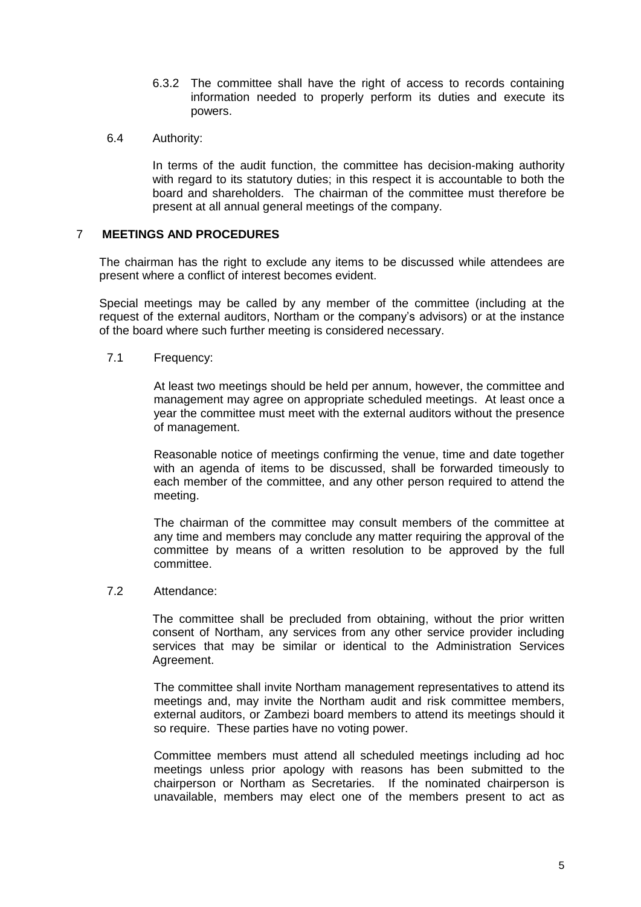6.3.2 The committee shall have the right of access to records containing information needed to properly perform its duties and execute its powers.

6.4 Authority:

In terms of the audit function, the committee has decision-making authority with regard to its statutory duties; in this respect it is accountable to both the board and shareholders. The chairman of the committee must therefore be present at all annual general meetings of the company.

## 7 MEETINGS AND PROCEDURES

The chairman has the right to exclude any items to be discussed while attendees are present where a conflict of interest becomes evident.

Special meetings may be called by any member of the committee (including at the request of the external auditors, Northam or the company's advisors) or at the instance of the board where such further meeting is considered necessary.

7.1 Frequency:

At least two meetings should be held per annum, however, the committee and management may agree on appropriate scheduled meetings. At least once a year the committee must meet with the external auditors without the presence of management.

Reasonable notice of meetings confirming the venue, time and date together with an agenda of items to be discussed, shall be forwarded timeously to each member of the committee, and any other person required to attend the meeting.

The chairman of the committee may consult members of the committee at any time and members may conclude any matter requiring the approval of the committee by means of a written resolution to be approved by the full committee.

7.2 Attendance:

The committee shall be precluded from obtaining, without the prior written consent of Northam, any services from any other service provider including services that may be similar or identical to the Administration Services Agreement.

The committee shall invite Northam management representatives to attend its meetings and, may invite the Northam audit and risk committee members, external auditors, or Zambezi board members to attend its meetings should it so require. These parties have no voting power.

Committee members must attend all scheduled meetings including ad hoc meetings unless prior apology with reasons has been submitted to the chairperson or Northam as Secretaries. If the nominated chairperson is unavailable, members may elect one of the members present to act as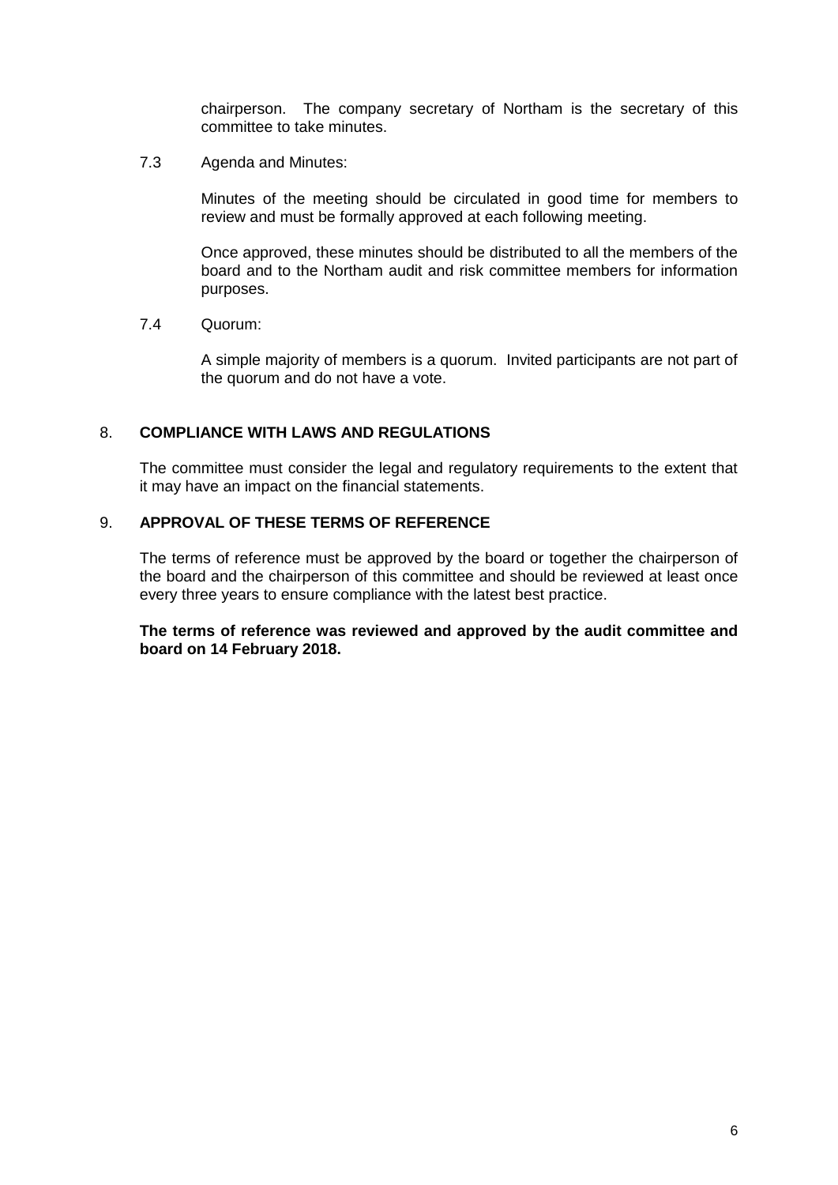chairperson. The company secretary of Northam is the secretary of this committee to take minutes.

7.3 Agenda and Minutes:

Minutes of the meeting should be circulated in good time for members to review and must be formally approved at each following meeting.

Once approved, these minutes should be distributed to all the members of the board and to the Northam audit and risk committee members for information purposes.

7.4 Quorum:

A simple majority of members is a quorum. Invited participants are not part of the quorum and do not have a vote.

## 8. COMPLIANCE WITH LAWS AND REGULATIONS

The committee must consider the legal and regulatory requirements to the extent that it may have an impact on the financial statements.

## 9. APPROVAL OF THESE TERMS OF REFERENCE

The terms of reference must be approved by the board or together the chairperson of the board and the chairperson of this committee and should be reviewed at least once every three years to ensure compliance with the latest best practice.

**The terms of reference was reviewed and approved by the audit committee and board on 14 February 2018.**